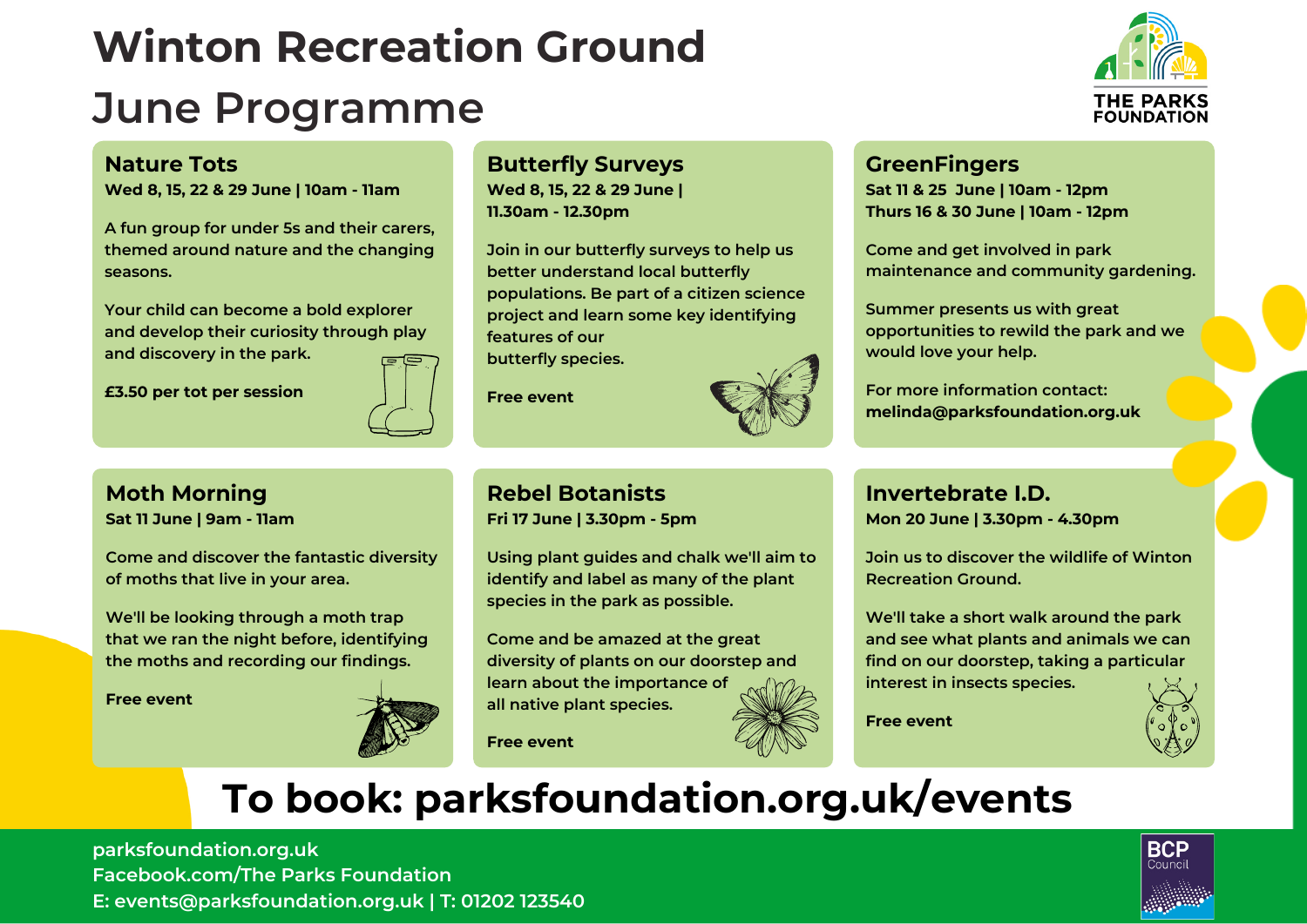# Winton Recreation Ground

## June Programme

THE PARKS FOUNDATION

### Nature Tots

**Wed 8, 15, 22 & 29 June | 10am - 11am**

A fun group for under 5s and their carers, themed around nature and the changing seasons.

Your child can become a bold explorer and develop their curiosity through play and discovery in the park.

**£3.50 per tot per session**

### Butterfly Surveys

**Wed 8, 15, 22 & 29 June | 11.30am - 12.30pm**

Join in our butterfly surveys to help us better understand local butterfly populations. Be part of a citizen science project and learn some key identifying features of our butterfly species.

**Free event**

### GreenFingers

**Sat 11 & 25 June | 10am - 12pm**
**Thurs 16 & 30 June | 10am - 12pm**

Come and get involved in park maintenance and community gardening.

Summer presents us with great opportunities to rewild the park and we would love your help.

For more information contact:
**melinda@parksfoundation.org.uk**

### Moth Morning

**Sat 11 June | 9am - 11am**

Come and discover the fantastic diversity of moths that live in your area.

We'll be looking through a moth trap that we ran the night before, identifying the moths and recording our findings.

**Free event**

### Rebel Botanists

**Fri 17 June | 3.30pm - 5pm**

Using plant guides and chalk we'll aim to identify and label as many of the plant species in the park as possible.

Come and be amazed at the great diversity of plants on our doorstep and learn about the importance of all native plant species.

**Free event**

### Invertebrate I.D.

**Mon 20 June | 3.30pm - 4.30pm**

Join us to discover the wildlife of Winton Recreation Ground.

We'll take a short walk around the park and see what plants and animals we can find on our doorstep, taking a particular interest in insects species.

**Free event**

## To book: parksfoundation.org.uk/events

parksfoundation.org.uk
Facebook.com/The Parks Foundation
E: events@parksfoundation.org.uk | T: 01202 123540

BCP Council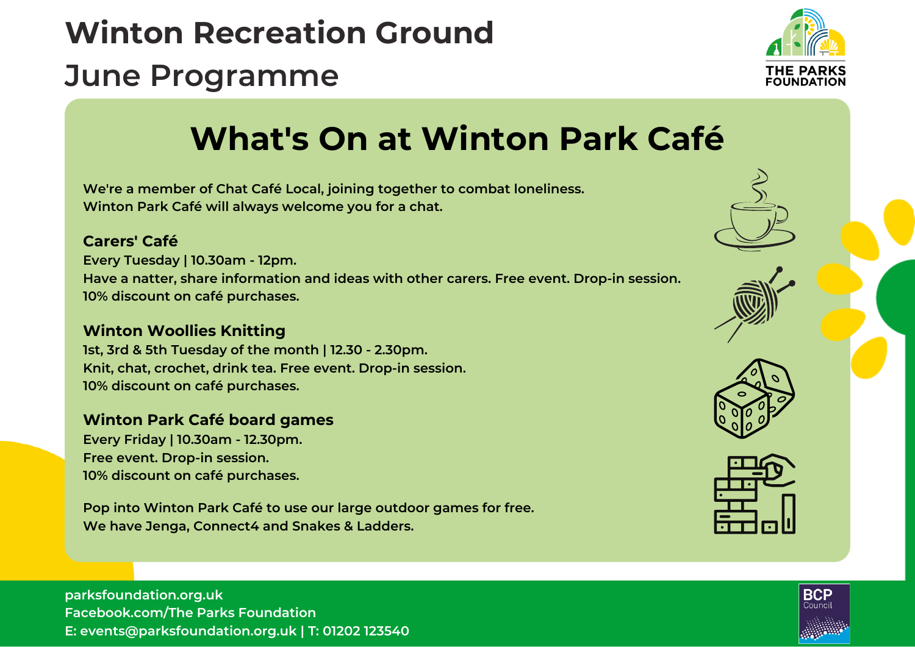# Winton Recreation Ground

## June Programme

THE PARKS FOUNDATION

## What's On at Winton Park Café

**We're a member of Chat Café Local, joining together to combat loneliness.
Winton Park Café will always welcome you for a chat.**

### Carers' Café

**Every Tuesday | 10.30am - 12pm.
Have a natter, share information and ideas with other carers. Free event. Drop-in session.
10% discount on café purchases.**

### Winton Woollies Knitting

**1st, 3rd & 5th Tuesday of the month | 12.30 - 2.30pm.
Knit, chat, crochet, drink tea. Free event. Drop-in session.
10% discount on café purchases.**

### Winton Park Café board games

**Every Friday | 10.30am - 12.30pm.
Free event. Drop-in session.
10% discount on café purchases.**

**Pop into Winton Park Café to use our large outdoor games for free.
We have Jenga, Connect4 and Snakes & Ladders.**

parksfoundation.org.uk
Facebook.com/The Parks Foundation
E: events@parksfoundation.org.uk | T: 01202 123540

BCP Council